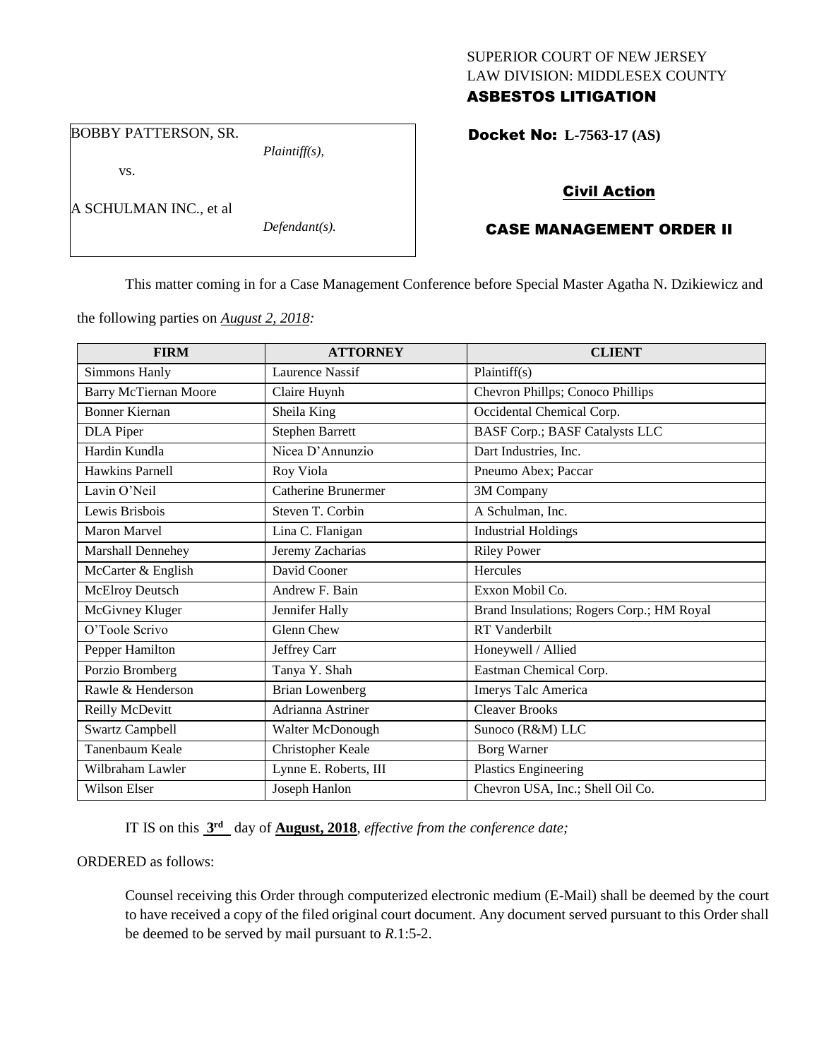SUPERIOR COURT OF NEW JERSEY
LAW DIVISION: MIDDLESEX COUNTY
**ASBESTOS LITIGATION**

BOBBY PATTERSON, SR.
*Plaintiff(s),*

vs.

A SCHULMAN INC., et al
*Defendant(s).*

**Docket No: L-7563-17 (AS)**

**Civil Action**

**CASE MANAGEMENT ORDER II**

This matter coming in for a Case Management Conference before Special Master Agatha N. Dzikiewicz and the following parties on *August 2, 2018:*

| FIRM | ATTORNEY | CLIENT |
|---|---|---|
| Simmons Hanly | Laurence Nassif | Plaintiff(s) |
| Barry McTiernan Moore | Claire Huynh | Chevron Phillps; Conoco Phillips |
| Bonner Kiernan | Sheila King | Occidental Chemical Corp. |
| DLA Piper | Stephen Barrett | BASF Corp.; BASF Catalysts LLC |
| Hardin Kundla | Nicea D'Annunzio | Dart Industries, Inc. |
| Hawkins Parnell | Roy Viola | Pneumo Abex; Paccar |
| Lavin O'Neil | Catherine Brunermer | 3M Company |
| Lewis Brisbois | Steven T. Corbin | A Schulman, Inc. |
| Maron Marvel | Lina C. Flanigan | Industrial Holdings |
| Marshall Dennehey | Jeremy Zacharias | Riley Power |
| McCarter & English | David Cooner | Hercules |
| McElroy Deutsch | Andrew F. Bain | Exxon Mobil Co. |
| McGivney Kluger | Jennifer Hally | Brand Insulations; Rogers Corp.; HM Royal |
| O'Toole Scrivo | Glenn Chew | RT Vanderbilt |
| Pepper Hamilton | Jeffrey Carr | Honeywell / Allied |
| Porzio Bromberg | Tanya Y. Shah | Eastman Chemical Corp. |
| Rawle & Henderson | Brian Lowenberg | Imerys Talc America |
| Reilly McDevitt | Adrianna Astriner | Cleaver Brooks |
| Swartz Campbell | Walter McDonough | Sunoco (R&M) LLC |
| Tanenbaum Keale | Christopher Keale | Borg Warner |
| Wilbraham Lawler | Lynne E. Roberts, III | Plastics Engineering |
| Wilson Elser | Joseph Hanlon | Chevron USA, Inc.; Shell Oil Co. |

IT IS on this **3rd** day of **August, 2018**, *effective from the conference date;*

ORDERED as follows:

Counsel receiving this Order through computerized electronic medium (E-Mail) shall be deemed by the court to have received a copy of the filed original court document. Any document served pursuant to this Order shall be deemed to be served by mail pursuant to *R.*1:5-2.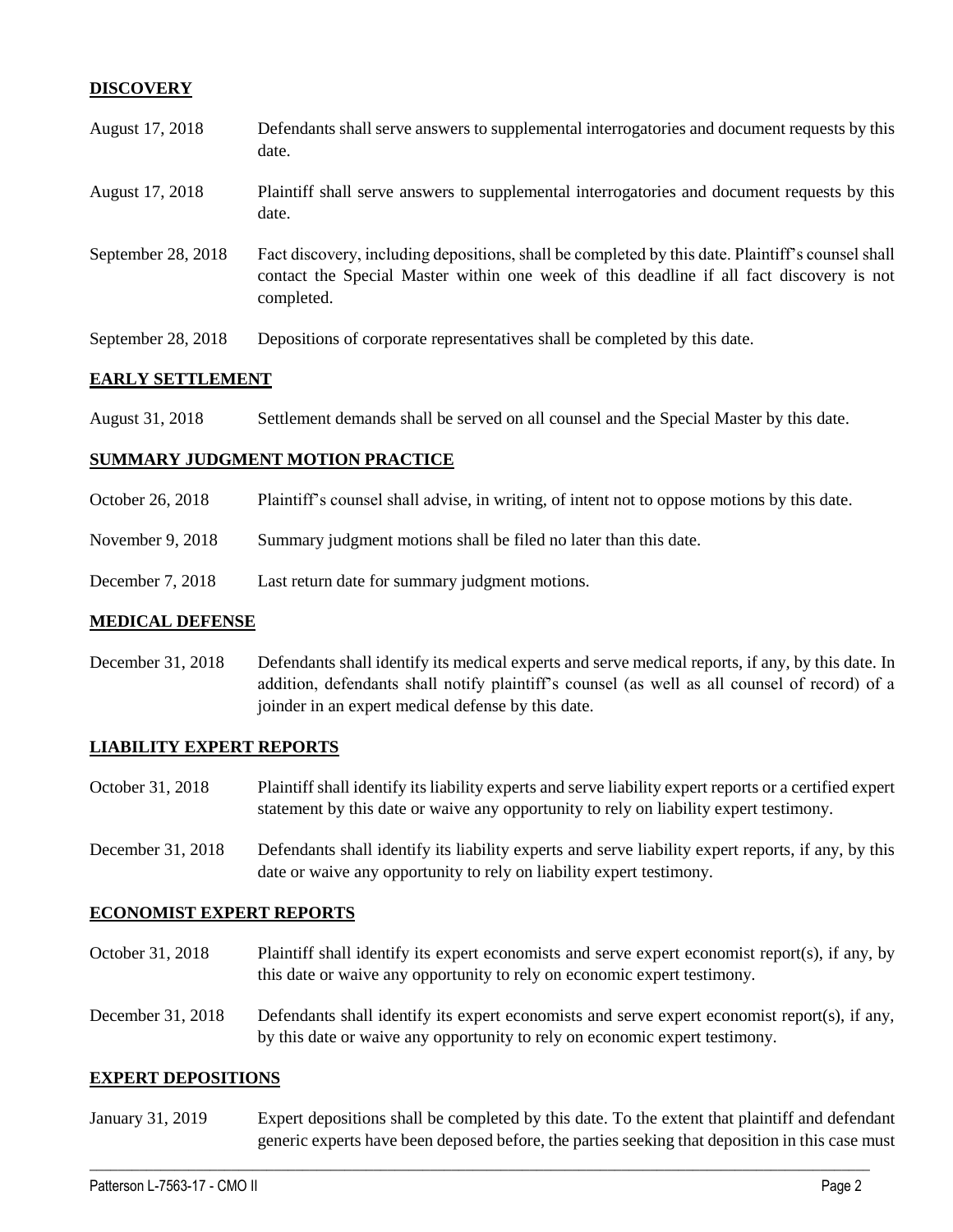## DISCOVERY

| | |
|---|---|
| August 17, 2018 | Defendants shall serve answers to supplemental interrogatories and document requests by this date. |
| August 17, 2018 | Plaintiff shall serve answers to supplemental interrogatories and document requests by this date. |
| September 28, 2018 | Fact discovery, including depositions, shall be completed by this date. Plaintiff's counsel shall contact the Special Master within one week of this deadline if all fact discovery is not completed. |
| September 28, 2018 | Depositions of corporate representatives shall be completed by this date. |

## EARLY SETTLEMENT

| | |
|---|---|
| August 31, 2018 | Settlement demands shall be served on all counsel and the Special Master by this date. |

## SUMMARY JUDGMENT MOTION PRACTICE

| | |
|---|---|
| October 26, 2018 | Plaintiff's counsel shall advise, in writing, of intent not to oppose motions by this date. |
| November 9, 2018 | Summary judgment motions shall be filed no later than this date. |
| December 7, 2018 | Last return date for summary judgment motions. |

## MEDICAL DEFENSE

| | |
|---|---|
| December 31, 2018 | Defendants shall identify its medical experts and serve medical reports, if any, by this date. In addition, defendants shall notify plaintiff's counsel (as well as all counsel of record) of a joinder in an expert medical defense by this date. |

## LIABILITY EXPERT REPORTS

| | |
|---|---|
| October 31, 2018 | Plaintiff shall identify its liability experts and serve liability expert reports or a certified expert statement by this date or waive any opportunity to rely on liability expert testimony. |
| December 31, 2018 | Defendants shall identify its liability experts and serve liability expert reports, if any, by this date or waive any opportunity to rely on liability expert testimony. |

## ECONOMIST EXPERT REPORTS

| | |
|---|---|
| October 31, 2018 | Plaintiff shall identify its expert economists and serve expert economist report(s), if any, by this date or waive any opportunity to rely on economic expert testimony. |
| December 31, 2018 | Defendants shall identify its expert economists and serve expert economist report(s), if any, by this date or waive any opportunity to rely on economic expert testimony. |

## EXPERT DEPOSITIONS

| | |
|---|---|
| January 31, 2019 | Expert depositions shall be completed by this date. To the extent that plaintiff and defendant generic experts have been deposed before, the parties seeking that deposition in this case must |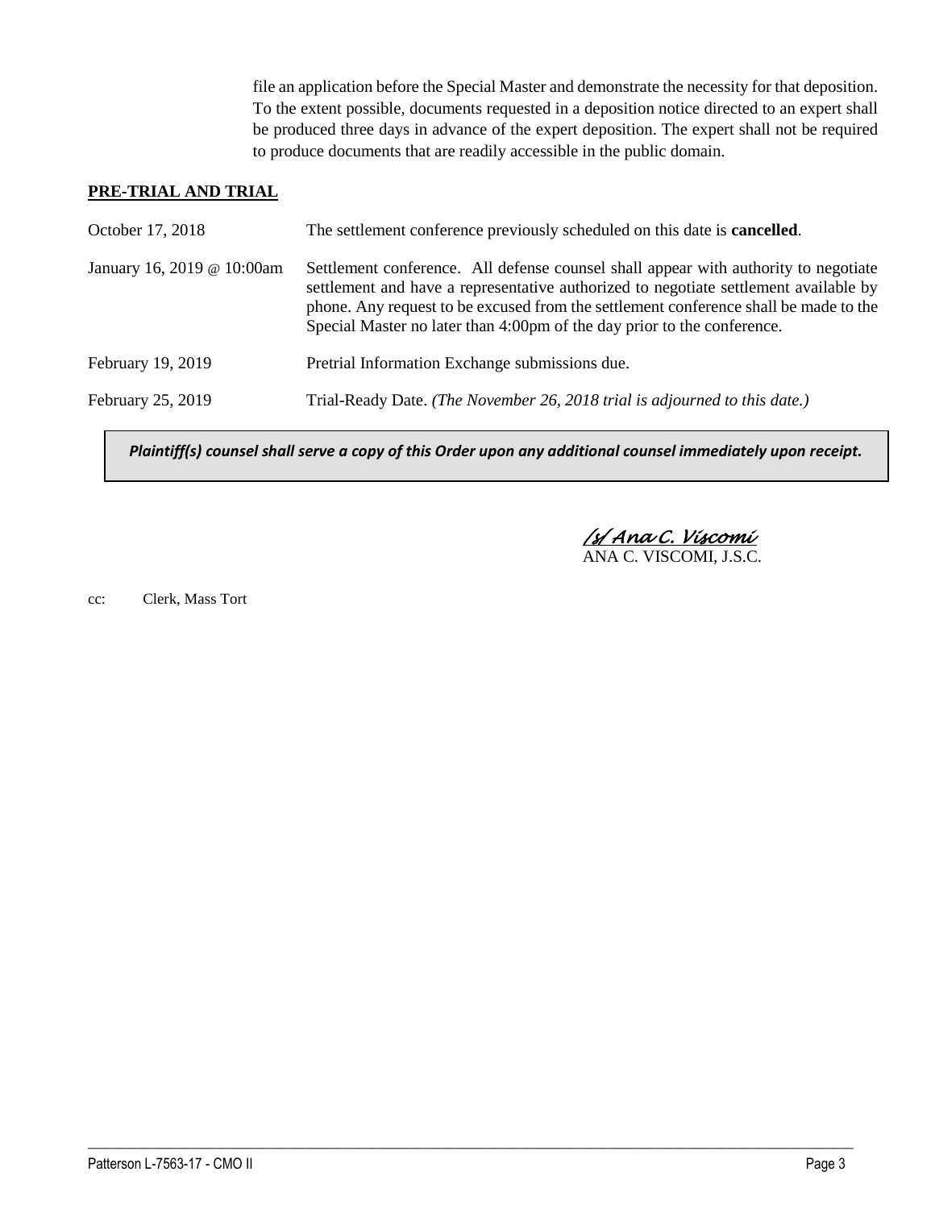file an application before the Special Master and demonstrate the necessity for that deposition. To the extent possible, documents requested in a deposition notice directed to an expert shall be produced three days in advance of the expert deposition. The expert shall not be required to produce documents that are readily accessible in the public domain.

## PRE-TRIAL AND TRIAL

| | |
|---|---|
| October 17, 2018 | The settlement conference previously scheduled on this date is **cancelled**. |
| January 16, 2019 @ 10:00am | Settlement conference. All defense counsel shall appear with authority to negotiate settlement and have a representative authorized to negotiate settlement available by phone. Any request to be excused from the settlement conference shall be made to the Special Master no later than 4:00pm of the day prior to the conference. |
| February 19, 2019 | Pretrial Information Exchange submissions due. |
| February 25, 2019 | Trial-Ready Date. *(The November 26, 2018 trial is adjourned to this date.)* |

***Plaintiff(s) counsel shall serve a copy of this Order upon any additional counsel immediately upon receipt.***

/s/ Ana C. Viscomi
ANA C. VISCOMI, J.S.C.

cc: Clerk, Mass Tort